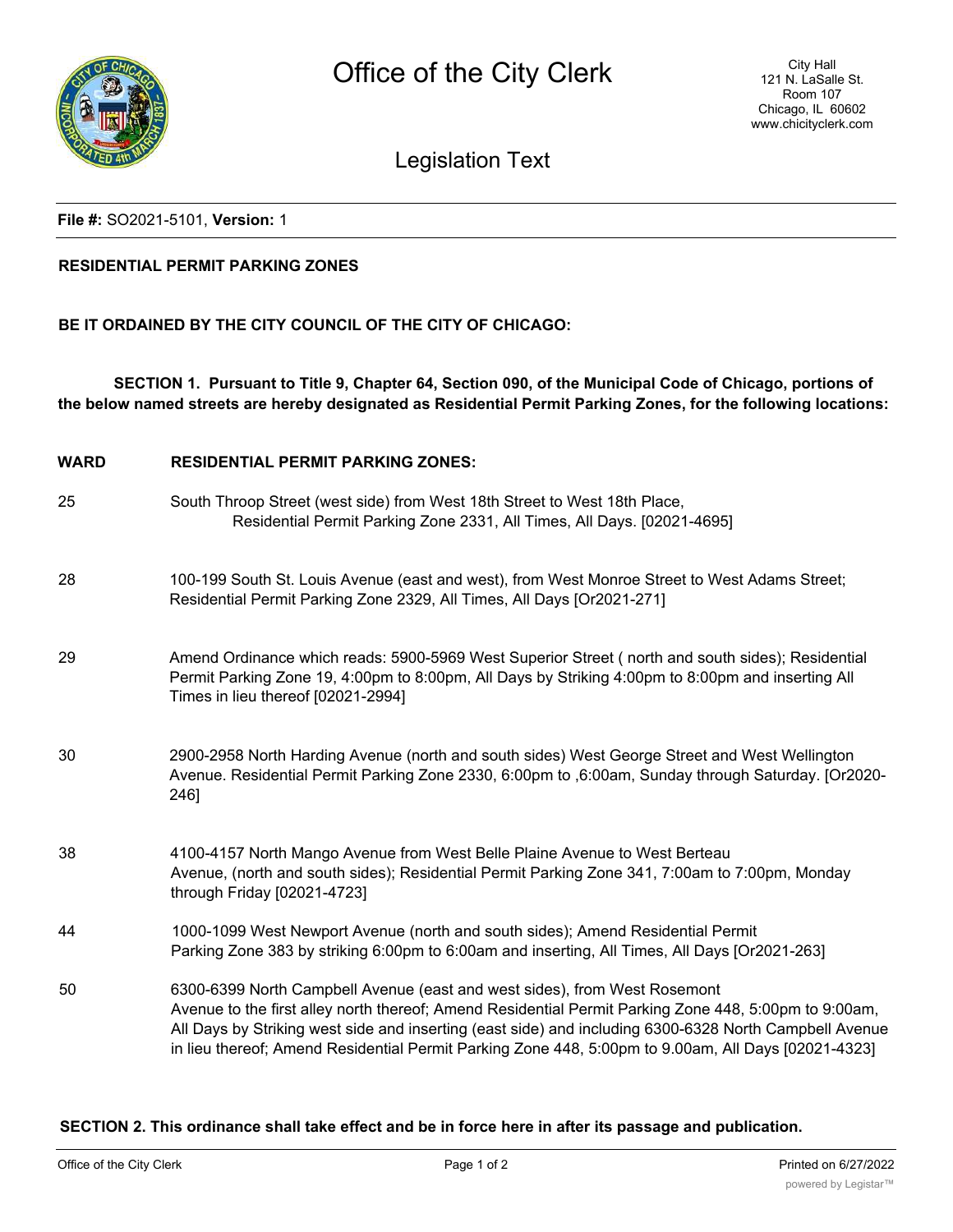# Office of the City Clerk

City Hall
121 N. LaSalle St.
Room 107
Chicago, IL 60602
www.chicityclerk.com

## Legislation Text

**File #:** SO2021-5101, **Version:** 1

**RESIDENTIAL PERMIT PARKING ZONES**

**BE IT ORDAINED BY THE CITY COUNCIL OF THE CITY OF CHICAGO:**

**SECTION 1. Pursuant to Title 9, Chapter 64, Section 090, of the Municipal Code of Chicago, portions of the below named streets are hereby designated as Residential Permit Parking Zones, for the following locations:**

| WARD | RESIDENTIAL PERMIT PARKING ZONES: |
|---|---|
| 25 | South Throop Street (west side) from West 18th Street to West 18th Place, Residential Permit Parking Zone 2331, All Times, All Days. [02021-4695] |
| 28 | 100-199 South St. Louis Avenue (east and west), from West Monroe Street to West Adams Street; Residential Permit Parking Zone 2329, All Times, All Days [Or2021-271] |
| 29 | Amend Ordinance which reads: 5900-5969 West Superior Street ( north and south sides); Residential Permit Parking Zone 19, 4:00pm to 8:00pm, All Days by Striking 4:00pm to 8:00pm and inserting All Times in lieu thereof [02021-2994] |
| 30 | 2900-2958 North Harding Avenue (north and south sides) West George Street and West Wellington Avenue. Residential Permit Parking Zone 2330, 6:00pm to ,6:00am, Sunday through Saturday. [Or2020-246] |
| 38 | 4100-4157 North Mango Avenue from West Belle Plaine Avenue to West Berteau Avenue, (north and south sides); Residential Permit Parking Zone 341, 7:00am to 7:00pm, Monday through Friday [02021-4723] |
| 44 | 1000-1099 West Newport Avenue (north and south sides); Amend Residential Permit Parking Zone 383 by striking 6:00pm to 6:00am and inserting, All Times, All Days [Or2021-263] |
| 50 | 6300-6399 North Campbell Avenue (east and west sides), from West Rosemont Avenue to the first alley north thereof; Amend Residential Permit Parking Zone 448, 5:00pm to 9:00am, All Days by Striking west side and inserting (east side) and including 6300-6328 North Campbell Avenue in lieu thereof; Amend Residential Permit Parking Zone 448, 5:00pm to 9.00am, All Days [02021-4323] |

**SECTION 2. This ordinance shall take effect and be in force here in after its passage and publication.**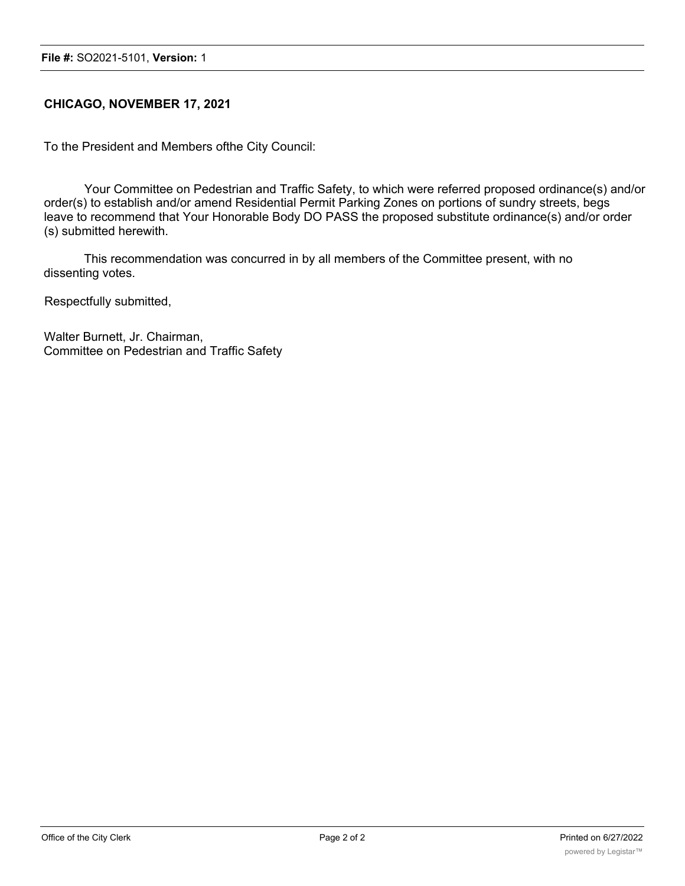**CHICAGO, NOVEMBER 17, 2021**

To the President and Members ofthe City Council:

Your Committee on Pedestrian and Traffic Safety, to which were referred proposed ordinance(s) and/or order(s) to establish and/or amend Residential Permit Parking Zones on portions of sundry streets, begs leave to recommend that Your Honorable Body DO PASS the proposed substitute ordinance(s) and/or order (s) submitted herewith.

This recommendation was concurred in by all members of the Committee present, with no dissenting votes.

Respectfully submitted,

Walter Burnett, Jr. Chairman,
Committee on Pedestrian and Traffic Safety